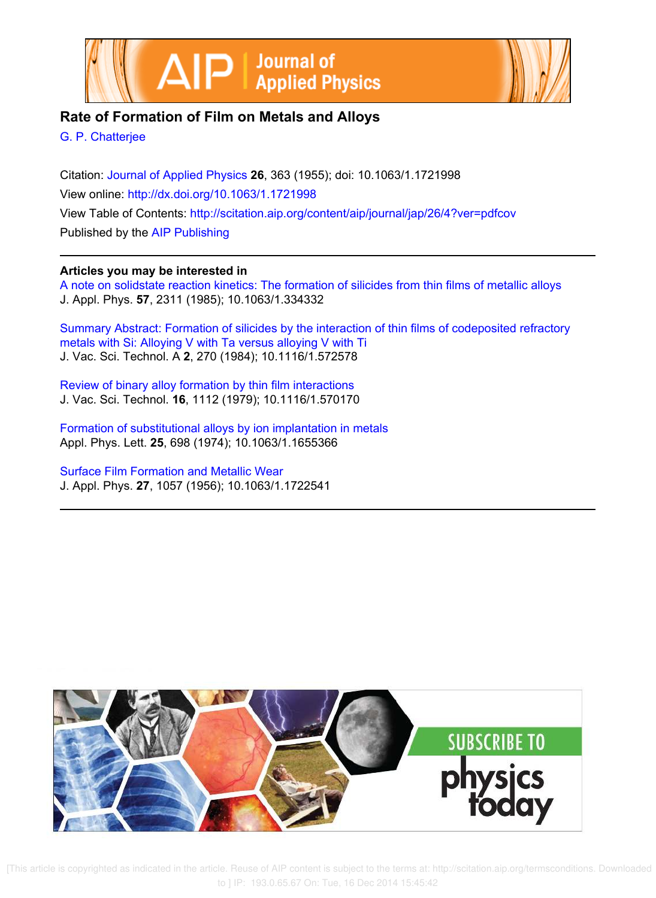# Rate of Formation of Film on Metals and Alloys

G. P. Chatterjee

Citation: Journal of Applied Physics **26**, 363 (1955); doi: 10.1063/1.1721998

View online: http://dx.doi.org/10.1063/1.1721998

View Table of Contents: http://scitation.aip.org/content/aip/journal/jap/26/4?ver=pdfcov

Published by the AIP Publishing

---

**Articles you may be interested in**

A note on solidstate reaction kinetics: The formation of silicides from thin films of metallic alloys
J. Appl. Phys. **57**, 2311 (1985); 10.1063/1.334332

Summary Abstract: Formation of silicides by the interaction of thin films of codeposited refractory metals with Si: Alloying V with Ta versus alloying V with Ti
J. Vac. Sci. Technol. A **2**, 270 (1984); 10.1116/1.572578

Review of binary alloy formation by thin film interactions
J. Vac. Sci. Technol. **16**, 1112 (1979); 10.1116/1.570170

Formation of substitutional alloys by ion implantation in metals
Appl. Phys. Lett. **25**, 698 (1974); 10.1063/1.1655366

Surface Film Formation and Metallic Wear
J. Appl. Phys. **27**, 1057 (1956); 10.1063/1.1722541

---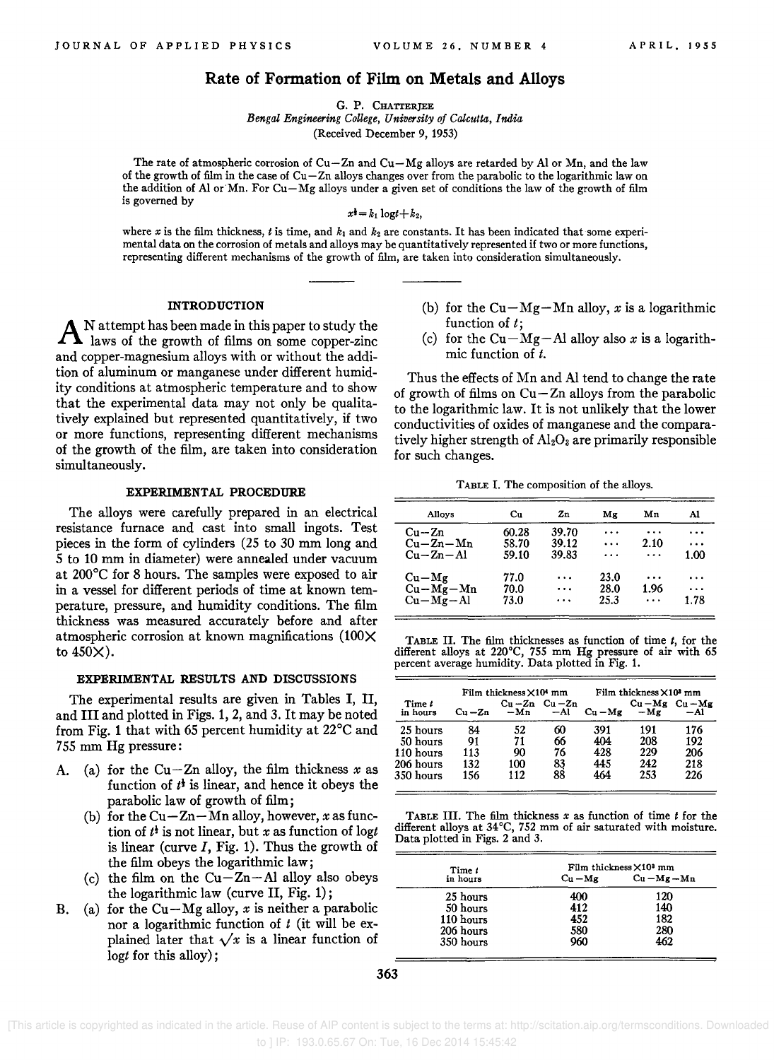# Rate of Formation of Film on Metals and Alloys

G. P. Chatterjee

*Bengal Engineering College, University of Calcutta, India*

(Received December 9, 1953)

The rate of atmospheric corrosion of Cu–Zn and Cu–Mg alloys are retarded by Al or Mn, and the law of the growth of film in the case of Cu–Zn alloys changes over from the parabolic to the logarithmic law on the addition of Al or Mn. For Cu–Mg alloys under a given set of conditions the law of the growth of film is governed by

$$x^{\frac{1}{2}} = k_1 \log t + k_2,$$

where $x$ is the film thickness, $t$ is time, and $k_1$ and $k_2$ are constants. It has been indicated that some experimental data on the corrosion of metals and alloys may be quantitatively represented if two or more functions, representing different mechanisms of the growth of film, are taken into consideration simultaneously.

## INTRODUCTION

An attempt has been made in this paper to study the laws of the growth of films on some copper-zinc and copper-magnesium alloys with or without the addition of aluminum or manganese under different humidity conditions at atmospheric temperature and to show that the experimental data may not only be qualitatively explained but represented quantitatively, if two or more functions, representing different mechanisms of the growth of the film, are taken into consideration simultaneously.

## EXPERIMENTAL PROCEDURE

The alloys were carefully prepared in an electrical resistance furnace and cast into small ingots. Test pieces in the form of cylinders (25 to 30 mm long and 5 to 10 mm in diameter) were annealed under vacuum at 200°C for 8 hours. The samples were exposed to air in a vessel for different periods of time at known temperature, pressure, and humidity conditions. The film thickness was measured accurately before and after atmospheric corrosion at known magnifications (100× to 450×).

## EXPERIMENTAL RESULTS AND DISCUSSIONS

The experimental results are given in Tables I, II, and III and plotted in Figs. 1, 2, and 3. It may be noted from Fig. 1 that with 65 percent humidity at 22°C and 755 mm Hg pressure:

A. (a) for the Cu–Zn alloy, the film thickness $x$ as function of $t^{\frac{1}{2}}$ is linear, and hence it obeys the parabolic law of growth of film;

(b) for the Cu–Zn–Mn alloy, however, $x$ as function of $t^{\frac{1}{2}}$ is not linear, but $x$ as function of $\log t$ is linear (curve *I*, Fig. 1). Thus the growth of the film obeys the logarithmic law;

(c) the film on the Cu–Zn–Al alloy also obeys the logarithmic law (curve II, Fig. 1);

B. (a) for the Cu–Mg alloy, $x$ is neither a parabolic nor a logarithmic function of $t$ (it will be explained later that $\sqrt{x}$ is a linear function of $\log t$ for this alloy);

(b) for the Cu–Mg–Mn alloy, $x$ is a logarithmic function of $t$;

(c) for the Cu–Mg–Al alloy also $x$ is a logarithmic function of $t$.

Thus the effects of Mn and Al tend to change the rate of growth of films on Cu–Zn alloys from the parabolic to the logarithmic law. It is not unlikely that the lower conductivities of oxides of manganese and the comparatively higher strength of $Al_2O_3$ are primarily responsible for such changes.

TABLE I. The composition of the alloys.

| Alloys | Cu | Zn | Mg | Mn | Al |
|---|---|---|---|---|---|
| Cu–Zn | 60.28 | 39.70 | ... | ... | ... |
| Cu–Zn–Mn | 58.70 | 39.12 | ... | 2.10 | ... |
| Cu–Zn–Al | 59.10 | 39.83 | ... | ... | 1.00 |
| Cu–Mg | 77.0 | ... | 23.0 | ... | ... |
| Cu–Mg–Mn | 70.0 | ... | 28.0 | 1.96 | ... |
| Cu–Mg–Al | 73.0 | ... | 25.3 | ... | 1.78 |

TABLE II. The film thicknesses as function of time $t$, for the different alloys at 220°C, 755 mm Hg pressure of air with 65 percent average humidity. Data plotted in Fig. 1.

| Time $t$ in hours | Film thickness×10⁴ mm | | | Film thickness×10³ mm | | |
|---|---|---|---|---|---|---|
| | Cu–Zn | Cu–Zn –Mn | Cu–Zn –Al | Cu–Mg | Cu–Mg –Mg | Cu–Mg –Al |
| 25 hours | 84 | 52 | 60 | 391 | 191 | 176 |
| 50 hours | 91 | 71 | 66 | 404 | 208 | 192 |
| 110 hours | 113 | 90 | 76 | 428 | 229 | 206 |
| 206 hours | 132 | 100 | 83 | 445 | 242 | 218 |
| 350 hours | 156 | 112 | 88 | 464 | 253 | 226 |

TABLE III. The film thickness $x$ as function of time $t$ for the different alloys at 34°C, 752 mm of air saturated with moisture. Data plotted in Figs. 2 and 3.

| Time $t$ in hours | Film thickness×10³ mm | |
|---|---|---|
| | Cu–Mg | Cu–Mg–Mn |
| 25 hours | 400 | 120 |
| 50 hours | 412 | 140 |
| 110 hours | 452 | 182 |
| 206 hours | 580 | 280 |
| 350 hours | 960 | 462 |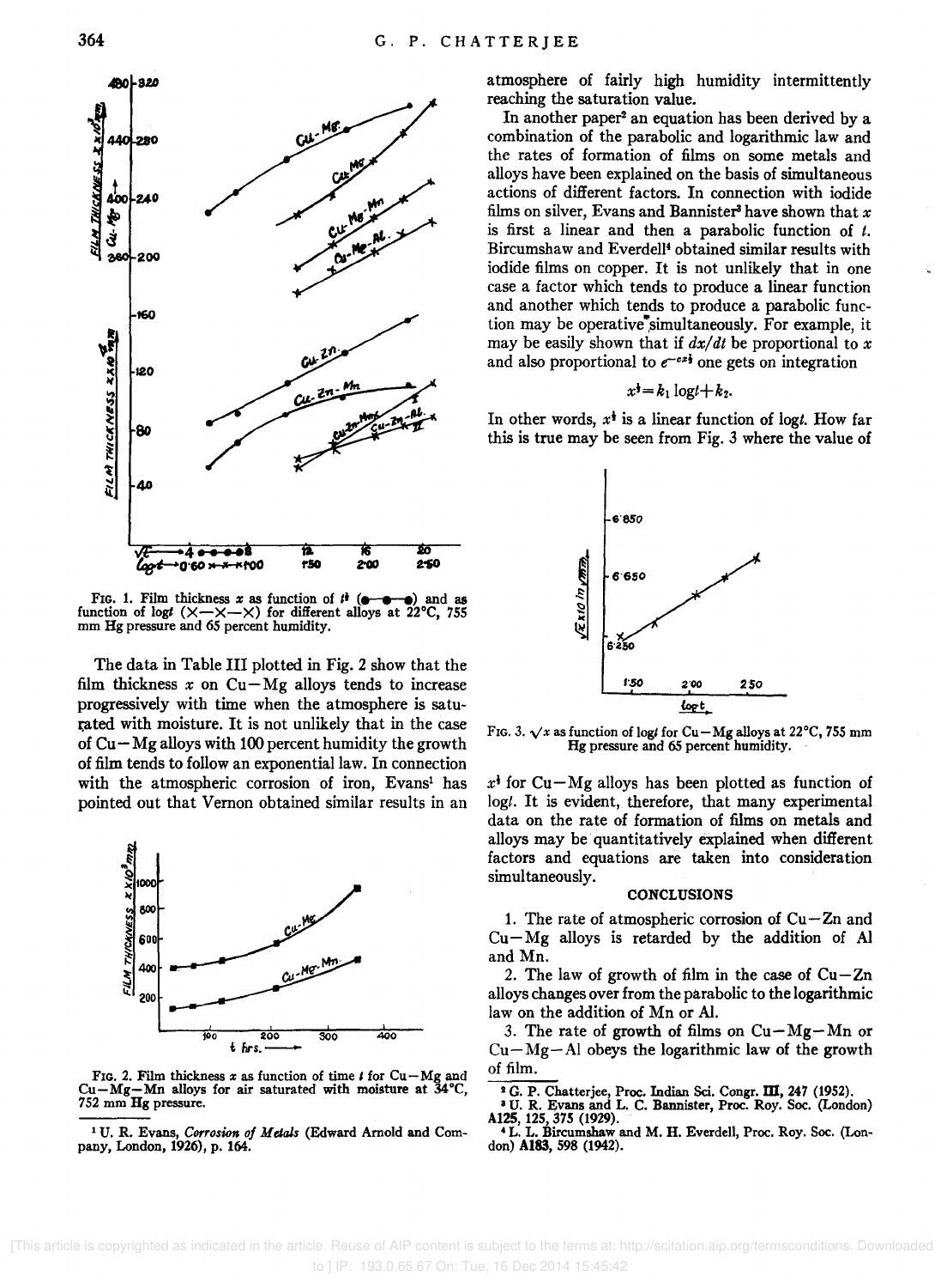FIG. 1. Film thickness $x$ as function of $t^{\frac{1}{2}}$ (●—●—●) and as function of $\log t$ (×—×—×) for different alloys at 22°C, 755 mm Hg pressure and 65 percent humidity.

The data in Table III plotted in Fig. 2 show that the film thickness $x$ on Cu–Mg alloys tends to increase progressively with time when the atmosphere is saturated with moisture. It is not unlikely that in the case of Cu–Mg alloys with 100 percent humidity the growth of film tends to follow an exponential law. In connection with the atmospheric corrosion of iron, Evans[1] has pointed out that Vernon obtained similar results in an atmosphere of fairly high humidity intermittently reaching the saturation value.

FIG. 2. Film thickness $x$ as function of time $t$ for Cu–Mg and Cu–Mg–Mn alloys for air saturated with moisture at 34°C, 752 mm Hg pressure.

In another paper[2] an equation has been derived by a combination of the parabolic and logarithmic law and the rates of formation of films on some metals and alloys have been explained on the basis of simultaneous actions of different factors. In connection with iodide films on silver, Evans and Bannister[3] have shown that $x$ is first a linear and then a parabolic function of $t$. Bircumshaw and Everdell[4] obtained similar results with iodide films on copper. It is not unlikely that in one case a factor which tends to produce a linear function and another which tends to produce a parabolic function may be operative simultaneously. For example, it may be easily shown that if $dx/dt$ be proportional to $x$ and also proportional to $e^{-cx^{\frac{1}{2}}}$ one gets on integration

$$x^{\frac{1}{2}} = k_1 \log t + k_2.$$

In other words, $x^{\frac{1}{2}}$ is a linear function of $\log t$. How far this is true may be seen from Fig. 3 where the value of $x^{\frac{1}{2}}$ for Cu–Mg alloys has been plotted as function of $\log t$. It is evident, therefore, that many experimental data on the rate of formation of films on metals and alloys may be quantitatively explained when different factors and equations are taken into consideration simultaneously.

FIG. 3. $\sqrt{x}$ as function of $\log t$ for Cu–Mg alloys at 22°C, 755 mm Hg pressure and 65 percent humidity.

## CONCLUSIONS

1. The rate of atmospheric corrosion of Cu–Zn and Cu–Mg alloys is retarded by the addition of Al and Mn.

2. The law of growth of film in the case of Cu–Zn alloys changes over from the parabolic to the logarithmic law on the addition of Mn or Al.

3. The rate of growth of films on Cu–Mg–Mn or Cu–Mg–Al obeys the logarithmic law of the growth of film.

---

[1] U. R. Evans, *Corrosion of Metals* (Edward Arnold and Company, London, 1926), p. 164.

[2] G. P. Chatterjee, Proc. Indian Sci. Congr. **III**, 247 (1952).

[3] U. R. Evans and L. C. Bannister, Proc. Roy. Soc. (London) **A125**, 125, 375 (1929).

[4] L. L. Bircumshaw and M. H. Everdell, Proc. Roy. Soc. (London) **A183**, 598 (1942).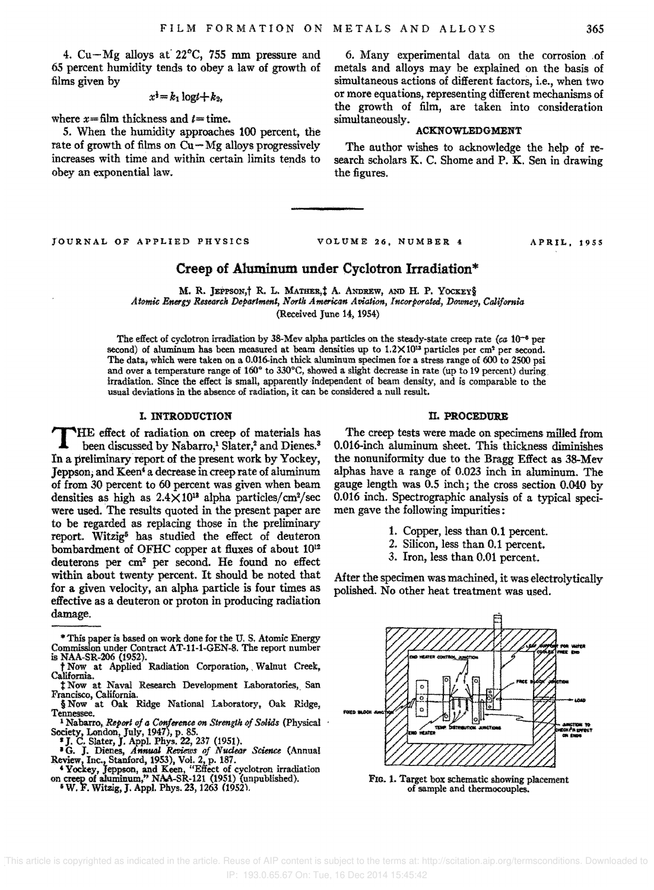4. Cu−Mg alloys at 22°C, 755 mm pressure and 65 percent humidity tends to obey a law of growth of films given by

$$x^{\frac{1}{2}} = k_1 \log t + k_2,$$

where $x$ = film thickness and $t$ = time.

5. When the humidity approaches 100 percent, the rate of growth of films on Cu−Mg alloys progressively increases with time and within certain limits tends to obey an exponential law.

6. Many experimental data on the corrosion of metals and alloys may be explained on the basis of simultaneous actions of different factors, i.e., when two or more equations, representing different mechanisms of the growth of film, are taken into consideration simultaneously.

## ACKNOWLEDGMENT

The author wishes to acknowledge the help of research scholars K. C. Shome and P. K. Sen in drawing the figures.

---

JOURNAL OF APPLIED PHYSICS VOLUME 26, NUMBER 4 APRIL, 1955

# Creep of Aluminum under Cyclotron Irradiation*

M. R. Jeppson,† R. L. Mather,‡ A. Andrew, and H. P. Yockey§

*Atomic Energy Research Department, North American Aviation, Incorporated, Downey, California*

(Received June 14, 1954)

The effect of cyclotron irradiation by 38-Mev alpha particles on the steady-state creep rate (*ca* $10^{-6}$ per second) of aluminum has been measured at beam densities up to $1.2\times10^{13}$ particles per cm² per second. The data, which were taken on a 0.016-inch thick aluminum specimen for a stress range of 600 to 2500 psi and over a temperature range of 160° to 330°C, showed a slight decrease in rate (up to 19 percent) during irradiation. Since the effect is small, apparently independent of beam density, and is comparable to the usual deviations in the absence of radiation, it can be considered a null result.

## I. INTRODUCTION

The effect of radiation on creep of materials has been discussed by Nabarro,[1] Slater,[2] and Dienes.[3] In a preliminary report of the present work by Yockey, Jeppson, and Keen[4] a decrease in creep rate of aluminum of from 30 percent to 60 percent was given when beam densities as high as $2.4\times10^{13}$ alpha particles/cm²/sec were used. The results quoted in the present paper are to be regarded as replacing those in the preliminary report. Witzig[5] has studied the effect of deuteron bombardment of OFHC copper at fluxes of about $10^{12}$ deuterons per cm² per second. He found no effect within about twenty percent. It should be noted that for a given velocity, an alpha particle is four times as effective as a deuteron or proton in producing radiation damage.

## II. PROCEDURE

The creep tests were made on specimens milled from 0.016-inch aluminum sheet. This thickness diminishes the nonuniformity due to the Bragg Effect as 38-Mev alphas have a range of 0.023 inch in aluminum. The gauge length was 0.5 inch; the cross section 0.040 by 0.016 inch. Spectrographic analysis of a typical specimen gave the following impurities:

1. Copper, less than 0.1 percent.
2. Silicon, less than 0.1 percent.
3. Iron, less than 0.01 percent.

After the specimen was machined, it was electrolytically polished. No other heat treatment was used.

LEAF SUPPORT FOR WATER COOLED FREE END

END HEATER CONTROL JUNCTION

FREE BLOCK JUNCTION

LOAD

FIXED BLOCK JUNCTION

TEMP. DISTRIBUTION JUNCTIONS

END HEATER

JUNCTION TO CHECK R.F. EFFECT ON ENDS

FIG. 1. Target box schematic showing placement of sample and thermocouples.

---

\* This paper is based on work done for the U. S. Atomic Energy Commission under Contract AT-11-1-GEN-8. The report number is NAA-SR-206 (1952).

† Now at Applied Radiation Corporation, Walnut Creek, California.

‡ Now at Naval Research Development Laboratories, San Francisco, California.

§ Now at Oak Ridge National Laboratory, Oak Ridge, Tennessee.

[1] Nabarro, *Report of a Conference on Strength of Solids* (Physical Society, London, July, 1947), p. 85.

[2] J. C. Slater, J. Appl. Phys. 22, 237 (1951).

[3] G. J. Dienes, *Annual Reviews of Nuclear Science* (Annual Review, Inc., Stanford, 1953), Vol. 2, p. 187.

[4] Yockey, Jeppson, and Keen, "Effect of cyclotron irradiation on creep of aluminum," NAA-SR-121 (1951) (unpublished).

[5] W. F. Witzig, J. Appl. Phys. 23, 1263 (1952).